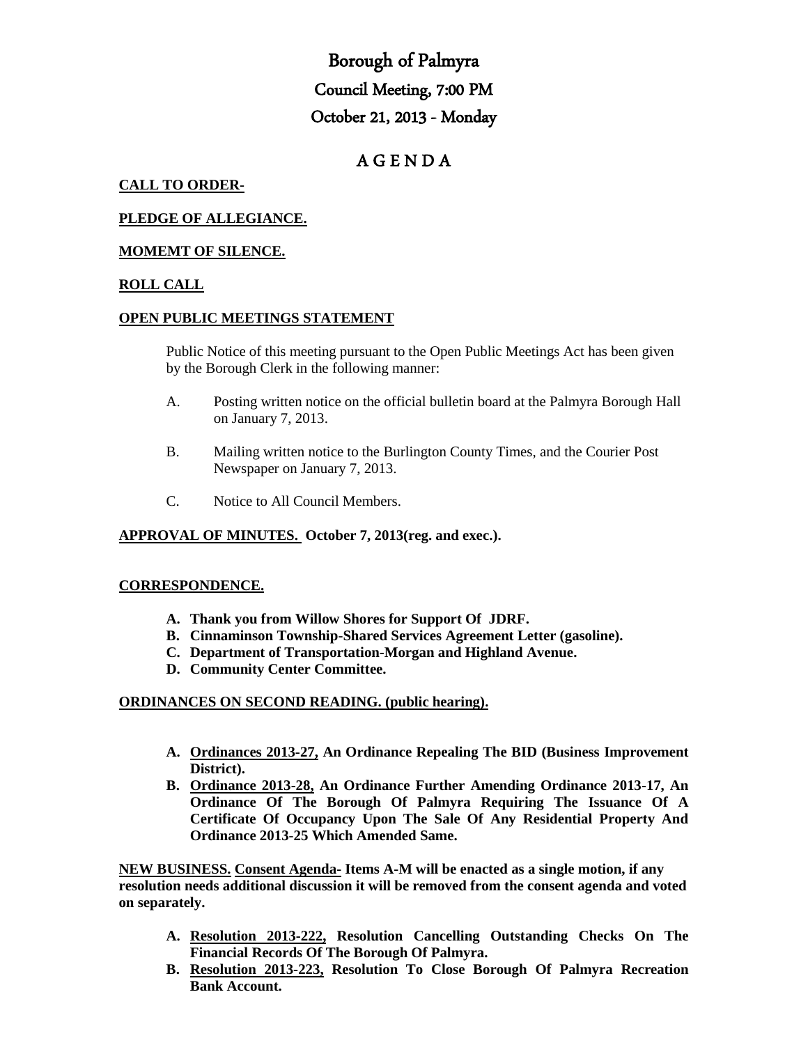# Borough of Palmyra

# Council Meeting, 7:00 PM

# October 21, 2013 - Monday

## A G E N D A

**CALL TO ORDER-**

**PLEDGE OF ALLEGIANCE.**

**MOMEMT OF SILENCE.**

**ROLL CALL**

**OPEN PUBLIC MEETINGS STATEMENT**

Public Notice of this meeting pursuant to the Open Public Meetings Act has been given by the Borough Clerk in the following manner:

A. Posting written notice on the official bulletin board at the Palmyra Borough Hall on January 7, 2013.

B. Mailing written notice to the Burlington County Times, and the Courier Post Newspaper on January 7, 2013.

C. Notice to All Council Members.

**APPROVAL OF MINUTES. October 7, 2013(reg. and exec.).**

**CORRESPONDENCE.**

- **A. Thank you from Willow Shores for Support Of JDRF.**
- **B. Cinnaminson Township-Shared Services Agreement Letter (gasoline).**
- **C. Department of Transportation-Morgan and Highland Avenue.**
- **D. Community Center Committee.**

**ORDINANCES ON SECOND READING. (public hearing).**

- **A. Ordinances 2013-27, An Ordinance Repealing The BID (Business Improvement District).**
- **B. Ordinance 2013-28, An Ordinance Further Amending Ordinance 2013-17, An Ordinance Of The Borough Of Palmyra Requiring The Issuance Of A Certificate Of Occupancy Upon The Sale Of Any Residential Property And Ordinance 2013-25 Which Amended Same.**

**NEW BUSINESS. Consent Agenda- Items A-M will be enacted as a single motion, if any resolution needs additional discussion it will be removed from the consent agenda and voted on separately.**

- **A. Resolution 2013-222, Resolution Cancelling Outstanding Checks On The Financial Records Of The Borough Of Palmyra.**
- **B. Resolution 2013-223, Resolution To Close Borough Of Palmyra Recreation Bank Account.**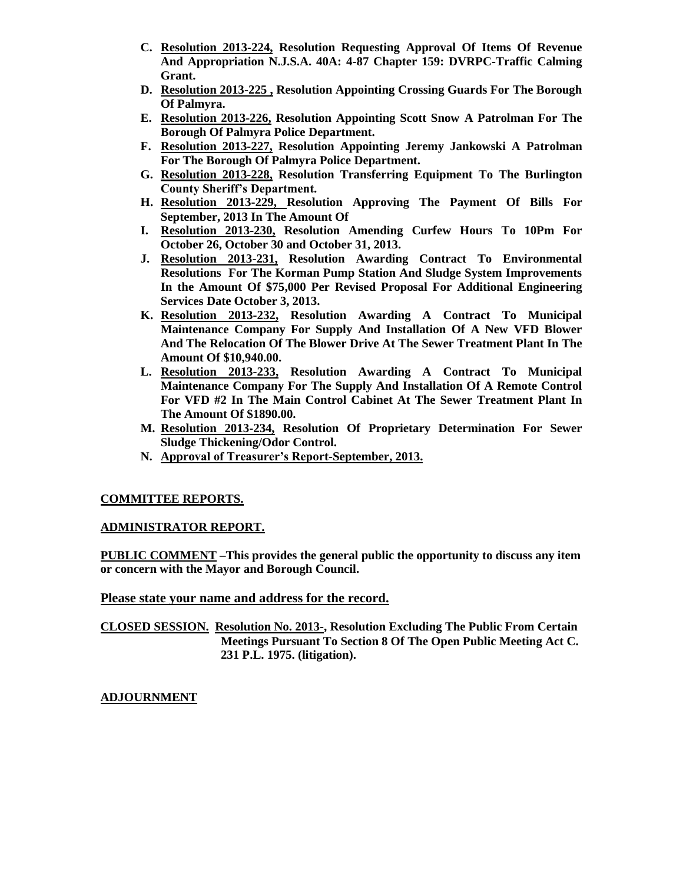C. **<u>Resolution 2013-224,</u> Resolution Requesting Approval Of Items Of Revenue And Appropriation N.J.S.A. 40A: 4-87 Chapter 159: DVRPC-Traffic Calming Grant.**
D. **<u>Resolution 2013-225 ,</u> Resolution Appointing Crossing Guards For The Borough Of Palmyra.**
E. **<u>Resolution 2013-226,</u> Resolution Appointing Scott Snow A Patrolman For The Borough Of Palmyra Police Department.**
F. **<u>Resolution 2013-227,</u> Resolution Appointing Jeremy Jankowski A Patrolman For The Borough Of Palmyra Police Department.**
G. **<u>Resolution 2013-228,</u> Resolution Transferring Equipment To The Burlington County Sheriff's Department.**
H. **<u>Resolution 2013-229,</u> Resolution Approving The Payment Of Bills For September, 2013 In The Amount Of**
I. **<u>Resolution 2013-230,</u> Resolution Amending Curfew Hours To 10Pm For October 26, October 30 and October 31, 2013.**
J. **<u>Resolution 2013-231,</u> Resolution Awarding Contract To Environmental Resolutions For The Korman Pump Station And Sludge System Improvements In the Amount Of $75,000 Per Revised Proposal For Additional Engineering Services Date October 3, 2013.**
K. **<u>Resolution 2013-232,</u> Resolution Awarding A Contract To Municipal Maintenance Company For Supply And Installation Of A New VFD Blower And The Relocation Of The Blower Drive At The Sewer Treatment Plant In The Amount Of $10,940.00.**
L. **<u>Resolution 2013-233,</u> Resolution Awarding A Contract To Municipal Maintenance Company For The Supply And Installation Of A Remote Control For VFD #2 In The Main Control Cabinet At The Sewer Treatment Plant In The Amount Of $1890.00.**
M. **<u>Resolution 2013-234,</u> Resolution Of Proprietary Determination For Sewer Sludge Thickening/Odor Control.**
N. **<u>Approval of Treasurer's Report-September, 2013.</u>**

**<u>COMMITTEE REPORTS.</u>**

**<u>ADMINISTRATOR REPORT.</u>**

**<u>PUBLIC COMMENT</u> –This provides the general public the opportunity to discuss any item or concern with the Mayor and Borough Council.**

**<u>Please state your name and address for the record.</u>**

**<u>CLOSED SESSION.</u> <u>Resolution No. 2013-</u>, Resolution Excluding The Public From Certain Meetings Pursuant To Section 8 Of The Open Public Meeting Act C. 231 P.L. 1975. (litigation).**

**<u>ADJOURNMENT</u>**